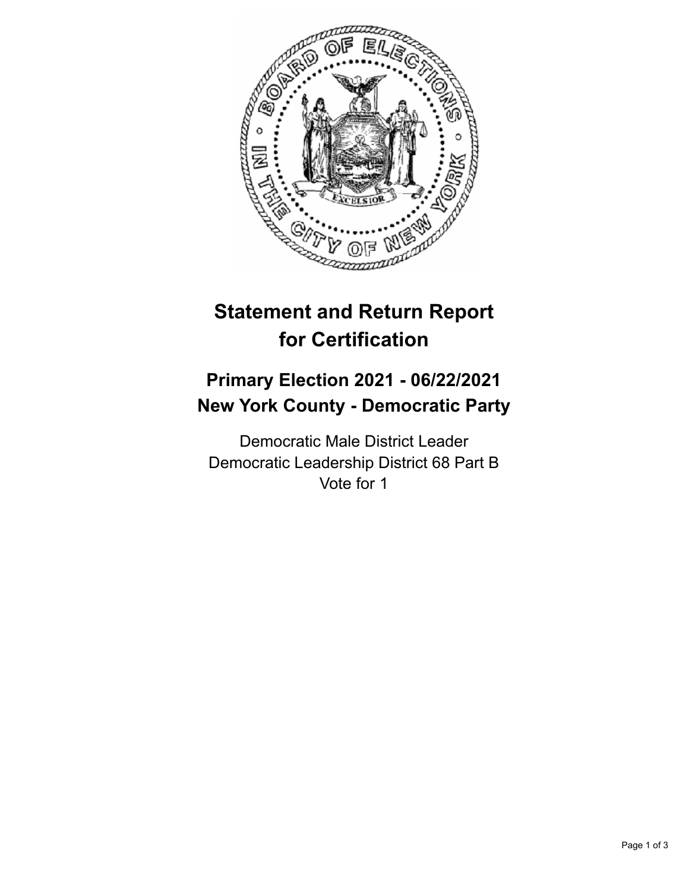# Statement and Return Report for Certification

## Primary Election 2021 - 06/22/2021
## New York County - Democratic Party

Democratic Male District Leader
Democratic Leadership District 68 Part B
Vote for 1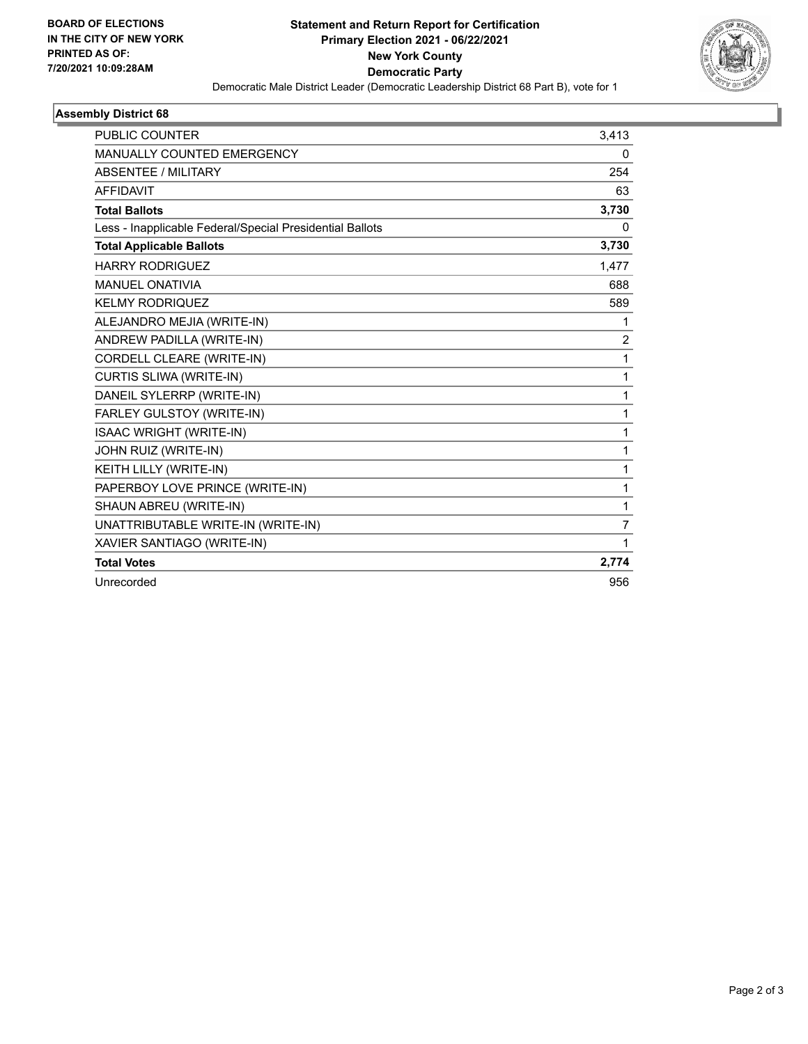**BOARD OF ELECTIONS IN THE CITY OF NEW YORK PRINTED AS OF: 7/20/2021 10:09:28AM**

# Statement and Return Report for Certification
## Primary Election 2021 - 06/22/2021
## New York County
## Democratic Party

Democratic Male District Leader (Democratic Leadership District 68 Part B), vote for 1

### Assembly District 68

| | |
|---|---|
| PUBLIC COUNTER | 3,413 |
| MANUALLY COUNTED EMERGENCY | 0 |
| ABSENTEE / MILITARY | 254 |
| AFFIDAVIT | 63 |
| **Total Ballots** | **3,730** |
| Less - Inapplicable Federal/Special Presidential Ballots | 0 |
| **Total Applicable Ballots** | **3,730** |
| HARRY RODRIGUEZ | 1,477 |
| MANUEL ONATIVIA | 688 |
| KELMY RODRIQUEZ | 589 |
| ALEJANDRO MEJIA (WRITE-IN) | 1 |
| ANDREW PADILLA (WRITE-IN) | 2 |
| CORDELL CLEARE (WRITE-IN) | 1 |
| CURTIS SLIWA (WRITE-IN) | 1 |
| DANEIL SYLERRP (WRITE-IN) | 1 |
| FARLEY GULSTOY (WRITE-IN) | 1 |
| ISAAC WRIGHT (WRITE-IN) | 1 |
| JOHN RUIZ (WRITE-IN) | 1 |
| KEITH LILLY (WRITE-IN) | 1 |
| PAPERBOY LOVE PRINCE (WRITE-IN) | 1 |
| SHAUN ABREU (WRITE-IN) | 1 |
| UNATTRIBUTABLE WRITE-IN (WRITE-IN) | 7 |
| XAVIER SANTIAGO (WRITE-IN) | 1 |
| **Total Votes** | **2,774** |
| Unrecorded | 956 |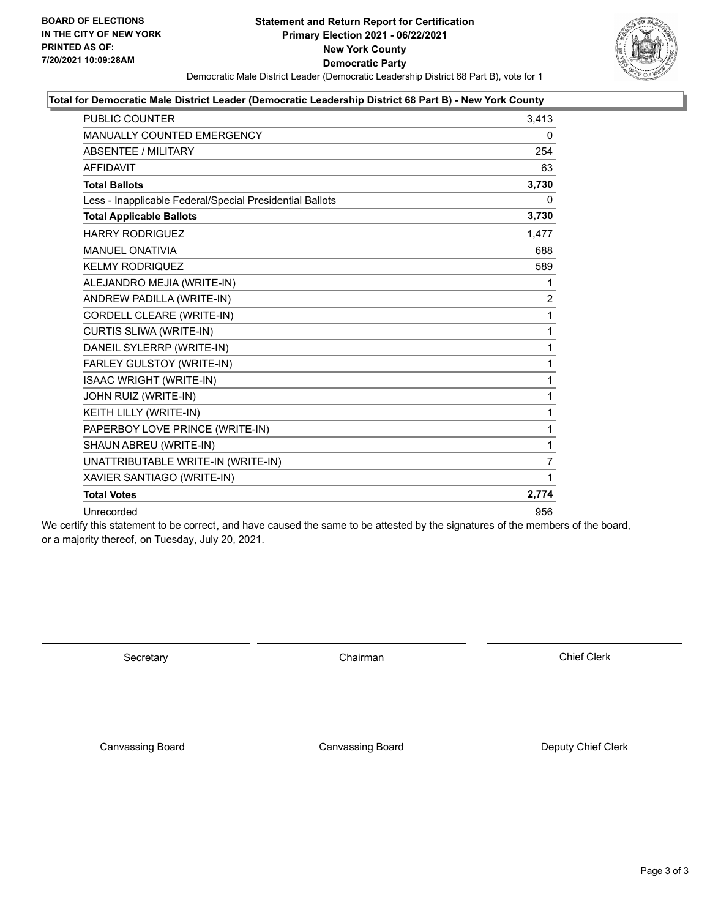**BOARD OF ELECTIONS IN THE CITY OF NEW YORK PRINTED AS OF: 7/20/2021 10:09:28AM**

# Statement and Return Report for Certification
## Primary Election 2021 - 06/22/2021
## New York County
## Democratic Party

Democratic Male District Leader (Democratic Leadership District 68 Part B), vote for 1

### Total for Democratic Male District Leader (Democratic Leadership District 68 Part B) - New York County

| | |
|---|---|
| PUBLIC COUNTER | 3,413 |
| MANUALLY COUNTED EMERGENCY | 0 |
| ABSENTEE / MILITARY | 254 |
| AFFIDAVIT | 63 |
| **Total Ballots** | **3,730** |
| Less - Inapplicable Federal/Special Presidential Ballots | 0 |
| **Total Applicable Ballots** | **3,730** |
| HARRY RODRIGUEZ | 1,477 |
| MANUEL ONATIVIA | 688 |
| KELMY RODRIQUEZ | 589 |
| ALEJANDRO MEJIA (WRITE-IN) | 1 |
| ANDREW PADILLA (WRITE-IN) | 2 |
| CORDELL CLEARE (WRITE-IN) | 1 |
| CURTIS SLIWA (WRITE-IN) | 1 |
| DANEIL SYLERRP (WRITE-IN) | 1 |
| FARLEY GULSTOY (WRITE-IN) | 1 |
| ISAAC WRIGHT (WRITE-IN) | 1 |
| JOHN RUIZ (WRITE-IN) | 1 |
| KEITH LILLY (WRITE-IN) | 1 |
| PAPERBOY LOVE PRINCE (WRITE-IN) | 1 |
| SHAUN ABREU (WRITE-IN) | 1 |
| UNATTRIBUTABLE WRITE-IN (WRITE-IN) | 7 |
| XAVIER SANTIAGO (WRITE-IN) | 1 |
| **Total Votes** | **2,774** |
| Unrecorded | 956 |

We certify this statement to be correct, and have caused the same to be attested by the signatures of the members of the board, or a majority thereof, on Tuesday, July 20, 2021.

Secretary

Chairman

Chief Clerk

Canvassing Board

Canvassing Board

Deputy Chief Clerk